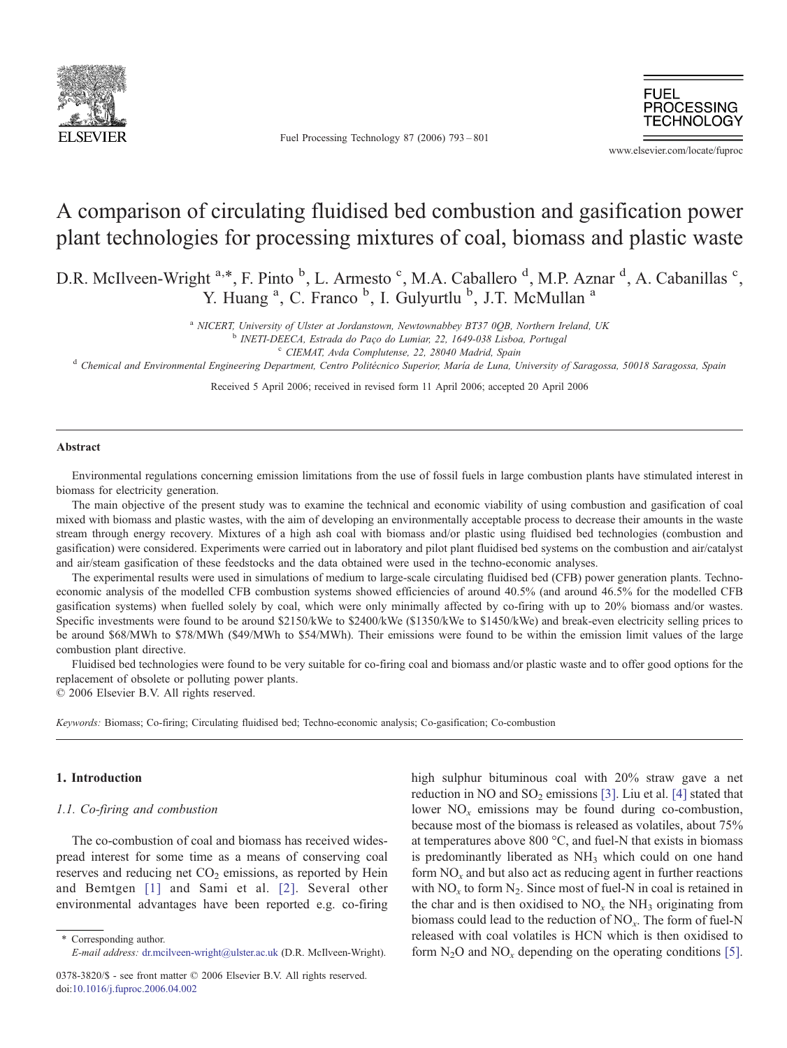# A comparison of circulating fluidised bed combustion and gasification power plant technologies for processing mixtures of coal, biomass and plastic waste

D.R. McIlveen-Wright [a,*], F. Pinto [b], L. Armesto [c], M.A. Caballero [d], M.P. Aznar [d], A. Cabanillas [c], Y. Huang [a], C. Franco [b], I. Gulyurtlu [b], J.T. McMullan [a]

[a] NICERT, University of Ulster at Jordanstown, Newtownabbey BT37 0QB, Northern Ireland, UK
[b] INETI-DEECA, Estrada do Paço do Lumiar, 22, 1649-038 Lisboa, Portugal
[c] CIEMAT, Avda Complutense, 22, 28040 Madrid, Spain
[d] Chemical and Environmental Engineering Department, Centro Politécnico Superior, María de Luna, University of Saragossa, 50018 Saragossa, Spain

Received 5 April 2006; received in revised form 11 April 2006; accepted 20 April 2006

## Abstract

Environmental regulations concerning emission limitations from the use of fossil fuels in large combustion plants have stimulated interest in biomass for electricity generation.

The main objective of the present study was to examine the technical and economic viability of using combustion and gasification of coal mixed with biomass and plastic wastes, with the aim of developing an environmentally acceptable process to decrease their amounts in the waste stream through energy recovery. Mixtures of a high ash coal with biomass and/or plastic using fluidised bed technologies (combustion and gasification) were considered. Experiments were carried out in laboratory and pilot plant fluidised bed systems on the combustion and air/catalyst and air/steam gasification of these feedstocks and the data obtained were used in the techno-economic analyses.

The experimental results were used in simulations of medium to large-scale circulating fluidised bed (CFB) power generation plants. Techno-economic analysis of the modelled CFB combustion systems showed efficiencies of around 40.5% (and around 46.5% for the modelled CFB gasification systems) when fuelled solely by coal, which were only minimally affected by co-firing with up to 20% biomass and/or wastes. Specific investments were found to be around \$2150/kWe to \$2400/kWe (\$1350/kWe to \$1450/kWe) and break-even electricity selling prices to be around \$68/MWh to \$78/MWh (\$49/MWh to \$54/MWh). Their emissions were found to be within the emission limit values of the large combustion plant directive.

Fluidised bed technologies were found to be very suitable for co-firing coal and biomass and/or plastic waste and to offer good options for the replacement of obsolete or polluting power plants.

© 2006 Elsevier B.V. All rights reserved.

*Keywords:* Biomass; Co-firing; Circulating fluidised bed; Techno-economic analysis; Co-gasification; Co-combustion

## 1. Introduction

### 1.1. Co-firing and combustion

The co-combustion of coal and biomass has received widespread interest for some time as a means of conserving coal reserves and reducing net $CO_2$ emissions, as reported by Hein and Bemtgen [1] and Sami et al. [2]. Several other environmental advantages have been reported e.g. co-firing high sulphur bituminous coal with 20% straw gave a net reduction in NO and $SO_2$ emissions [3]. Liu et al. [4] stated that lower $NO_x$ emissions may be found during co-combustion, because most of the biomass is released as volatiles, about 75% at temperatures above 800 °C, and fuel-N that exists in biomass is predominantly liberated as $NH_3$ which could on one hand form $NO_x$ and but also act as reducing agent in further reactions with $NO_x$ to form $N_2$. Since most of fuel-N in coal is retained in the char and is then oxidised to $NO_x$ the $NH_3$ originating from biomass could lead to the reduction of $NO_x$. The form of fuel-N released with coal volatiles is HCN which is then oxidised to form $N_2O$ and $NO_x$ depending on the operating conditions [5].

\* Corresponding author.
E-mail address: dr.mcilveen-wright@ulster.ac.uk (D.R. McIlveen-Wright).

0378-3820/\$ - see front matter © 2006 Elsevier B.V. All rights reserved.
doi:10.1016/j.fuproc.2006.04.002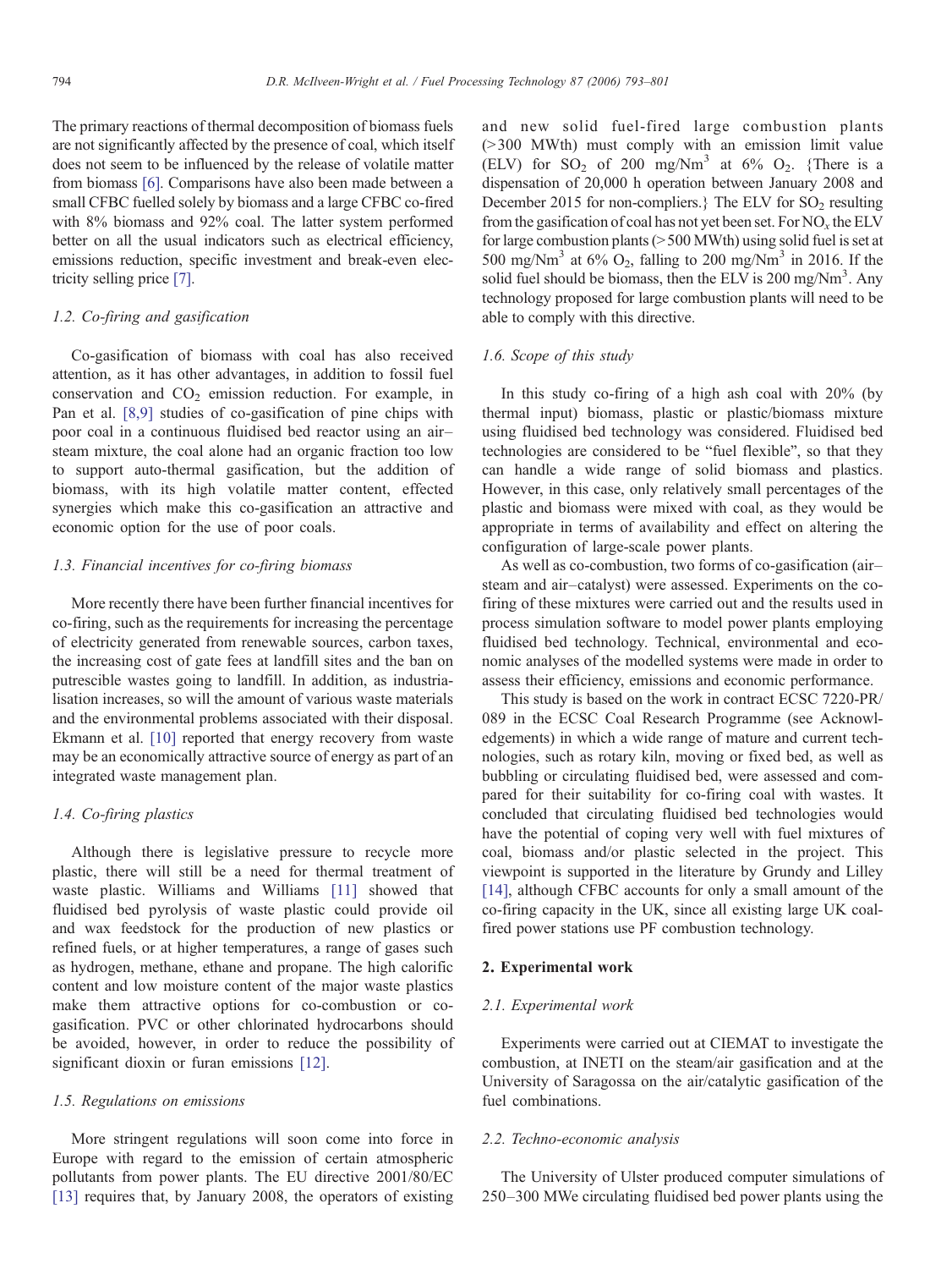The primary reactions of thermal decomposition of biomass fuels are not significantly affected by the presence of coal, which itself does not seem to be influenced by the release of volatile matter from biomass [6]. Comparisons have also been made between a small CFBC fuelled solely by biomass and a large CFBC co-fired with 8% biomass and 92% coal. The latter system performed better on all the usual indicators such as electrical efficiency, emissions reduction, specific investment and break-even electricity selling price [7].

### *1.2. Co-firing and gasification*

Co-gasification of biomass with coal has also received attention, as it has other advantages, in addition to fossil fuel conservation and $CO_2$ emission reduction. For example, in Pan et al. [8,9] studies of co-gasification of pine chips with poor coal in a continuous fluidised bed reactor using an air–steam mixture, the coal alone had an organic fraction too low to support auto-thermal gasification, but the addition of biomass, with its high volatile matter content, effected synergies which make this co-gasification an attractive and economic option for the use of poor coals.

### *1.3. Financial incentives for co-firing biomass*

More recently there have been further financial incentives for co-firing, such as the requirements for increasing the percentage of electricity generated from renewable sources, carbon taxes, the increasing cost of gate fees at landfill sites and the ban on putrescible wastes going to landfill. In addition, as industrialisation increases, so will the amount of various waste materials and the environmental problems associated with their disposal. Ekmann et al. [10] reported that energy recovery from waste may be an economically attractive source of energy as part of an integrated waste management plan.

### *1.4. Co-firing plastics*

Although there is legislative pressure to recycle more plastic, there will still be a need for thermal treatment of waste plastic. Williams and Williams [11] showed that fluidised bed pyrolysis of waste plastic could provide oil and wax feedstock for the production of new plastics or refined fuels, or at higher temperatures, a range of gases such as hydrogen, methane, ethane and propane. The high calorific content and low moisture content of the major waste plastics make them attractive options for co-combustion or co-gasification. PVC or other chlorinated hydrocarbons should be avoided, however, in order to reduce the possibility of significant dioxin or furan emissions [12].

### *1.5. Regulations on emissions*

More stringent regulations will soon come into force in Europe with regard to the emission of certain atmospheric pollutants from power plants. The EU directive 2001/80/EC [13] requires that, by January 2008, the operators of existing and new solid fuel-fired large combustion plants (>300 MWth) must comply with an emission limit value (ELV) for $SO_2$ of 200 mg/Nm$^3$ at 6% $O_2$. {There is a dispensation of 20,000 h operation between January 2008 and December 2015 for non-compliers.} The ELV for $SO_2$ resulting from the gasification of coal has not yet been set. For $NO_x$ the ELV for large combustion plants (>500 MWth) using solid fuel is set at 500 mg/Nm$^3$ at 6% $O_2$, falling to 200 mg/Nm$^3$ in 2016. If the solid fuel should be biomass, then the ELV is 200 mg/Nm$^3$. Any technology proposed for large combustion plants will need to be able to comply with this directive.

### *1.6. Scope of this study*

In this study co-firing of a high ash coal with 20% (by thermal input) biomass, plastic or plastic/biomass mixture using fluidised bed technology was considered. Fluidised bed technologies are considered to be "fuel flexible", so that they can handle a wide range of solid biomass and plastics. However, in this case, only relatively small percentages of the plastic and biomass were mixed with coal, as they would be appropriate in terms of availability and effect on altering the configuration of large-scale power plants.

As well as co-combustion, two forms of co-gasification (air–steam and air–catalyst) were assessed. Experiments on the co-firing of these mixtures were carried out and the results used in process simulation software to model power plants employing fluidised bed technology. Technical, environmental and economic analyses of the modelled systems were made in order to assess their efficiency, emissions and economic performance.

This study is based on the work in contract ECSC 7220-PR/089 in the ECSC Coal Research Programme (see Acknowledgements) in which a wide range of mature and current technologies, such as rotary kiln, moving or fixed bed, as well as bubbling or circulating fluidised bed, were assessed and compared for their suitability for co-firing coal with wastes. It concluded that circulating fluidised bed technologies would have the potential of coping very well with fuel mixtures of coal, biomass and/or plastic selected in the project. This viewpoint is supported in the literature by Grundy and Lilley [14], although CFBC accounts for only a small amount of the co-firing capacity in the UK, since all existing large UK coal-fired power stations use PF combustion technology.

## 2. Experimental work

### *2.1. Experimental work*

Experiments were carried out at CIEMAT to investigate the combustion, at INETI on the steam/air gasification and at the University of Saragossa on the air/catalytic gasification of the fuel combinations.

### *2.2. Techno-economic analysis*

The University of Ulster produced computer simulations of 250–300 MWe circulating fluidised bed power plants using the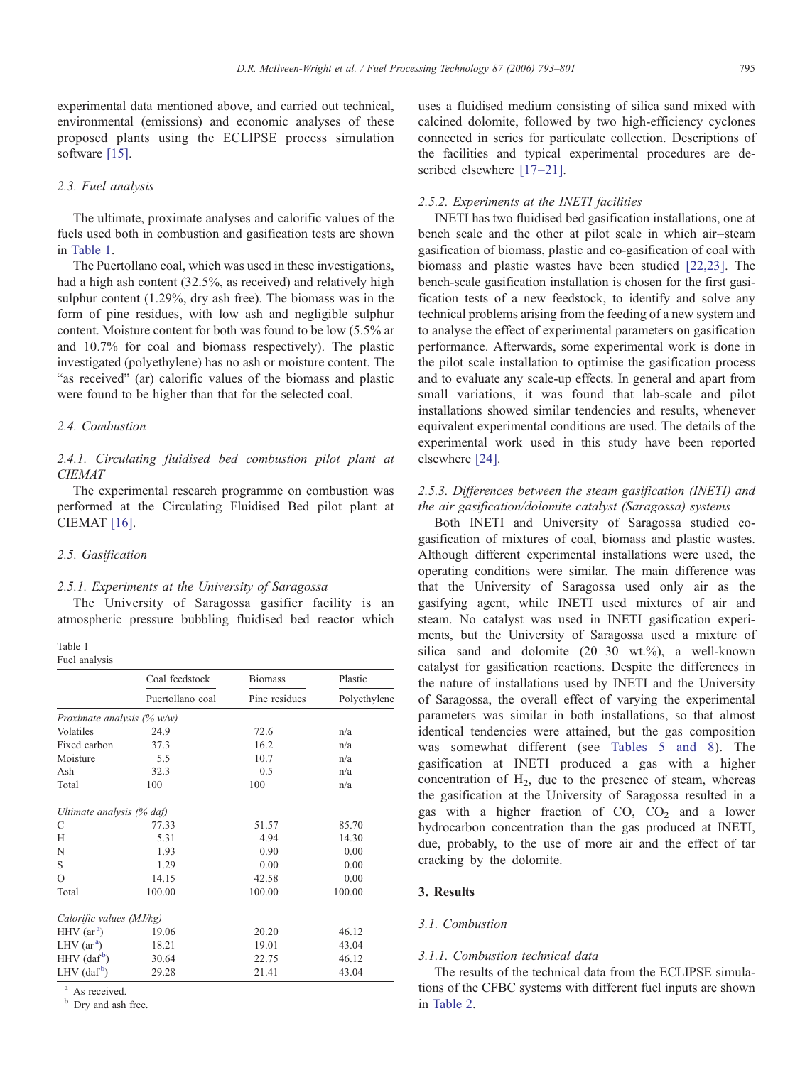experimental data mentioned above, and carried out technical, environmental (emissions) and economic analyses of these proposed plants using the ECLIPSE process simulation software [15].

### 2.3. Fuel analysis

The ultimate, proximate analyses and calorific values of the fuels used both in combustion and gasification tests are shown in Table 1.

The Puertollano coal, which was used in these investigations, had a high ash content (32.5%, as received) and relatively high sulphur content (1.29%, dry ash free). The biomass was in the form of pine residues, with low ash and negligible sulphur content. Moisture content for both was found to be low (5.5% ar and 10.7% for coal and biomass respectively). The plastic investigated (polyethylene) has no ash or moisture content. The "as received" (ar) calorific values of the biomass and plastic were found to be higher than that for the selected coal.

### 2.4. Combustion

#### 2.4.1. Circulating fluidised bed combustion pilot plant at CIEMAT

The experimental research programme on combustion was performed at the Circulating Fluidised Bed pilot plant at CIEMAT [16].

### 2.5. Gasification

#### 2.5.1. Experiments at the University of Saragossa

The University of Saragossa gasifier facility is an atmospheric pressure bubbling fluidised bed reactor which uses a fluidised medium consisting of silica sand mixed with calcined dolomite, followed by two high-efficiency cyclones connected in series for particulate collection. Descriptions of the facilities and typical experimental procedures are described elsewhere [17–21].

Table 1
Fuel analysis

| | Coal feedstock | Biomass | Plastic |
|---|---|---|---|
| | Puertollano coal | Pine residues | Polyethylene |
| *Proximate analysis (% w/w)* | | | |
| Volatiles | 24.9 | 72.6 | n/a |
| Fixed carbon | 37.3 | 16.2 | n/a |
| Moisture | 5.5 | 10.7 | n/a |
| Ash | 32.3 | 0.5 | n/a |
| Total | 100 | 100 | n/a |
| *Ultimate analysis (% daf)* | | | |
| C | 77.33 | 51.57 | 85.70 |
| H | 5.31 | 4.94 | 14.30 |
| N | 1.93 | 0.90 | 0.00 |
| S | 1.29 | 0.00 | 0.00 |
| O | 14.15 | 42.58 | 0.00 |
| Total | 100.00 | 100.00 | 100.00 |
| *Calorific values (MJ/kg)* | | | |
| HHV (ar [a]) | 19.06 | 20.20 | 46.12 |
| LHV (ar [a]) | 18.21 | 19.01 | 43.04 |
| HHV (daf [b]) | 30.64 | 22.75 | 46.12 |
| LHV (daf [b]) | 29.28 | 21.41 | 43.04 |

[a] As received.
[b] Dry and ash free.

#### 2.5.2. Experiments at the INETI facilities

INETI has two fluidised bed gasification installations, one at bench scale and the other at pilot scale in which air–steam gasification of biomass, plastic and co-gasification of coal with biomass and plastic wastes have been studied [22,23]. The bench-scale gasification installation is chosen for the first gasification tests of a new feedstock, to identify and solve any technical problems arising from the feeding of a new system and to analyse the effect of experimental parameters on gasification performance. Afterwards, some experimental work is done in the pilot scale installation to optimise the gasification process and to evaluate any scale-up effects. In general and apart from small variations, it was found that lab-scale and pilot installations showed similar tendencies and results, whenever equivalent experimental conditions are used. The details of the experimental work used in this study have been reported elsewhere [24].

#### 2.5.3. Differences between the steam gasification (INETI) and the air gasification/dolomite catalyst (Saragossa) systems

Both INETI and University of Saragossa studied co-gasification of mixtures of coal, biomass and plastic wastes. Although different experimental installations were used, the operating conditions were similar. The main difference was that the University of Saragossa used only air as the gasifying agent, while INETI used mixtures of air and steam. No catalyst was used in INETI gasification experiments, but the University of Saragossa used a mixture of silica sand and dolomite (20–30 wt.%), a well-known catalyst for gasification reactions. Despite the differences in the nature of installations used by INETI and the University of Saragossa, the overall effect of varying the experimental parameters was similar in both installations, so that almost identical tendencies were attained, but the gas composition was somewhat different (see Tables 5 and 8). The gasification at INETI produced a gas with a higher concentration of $H_2$, due to the presence of steam, whereas the gasification at the University of Saragossa resulted in a gas with a higher fraction of CO, $CO_2$ and a lower hydrocarbon concentration than the gas produced at INETI, due, probably, to the use of more air and the effect of tar cracking by the dolomite.

## 3. Results

### 3.1. Combustion

#### 3.1.1. Combustion technical data

The results of the technical data from the ECLIPSE simulations of the CFBC systems with different fuel inputs are shown in Table 2.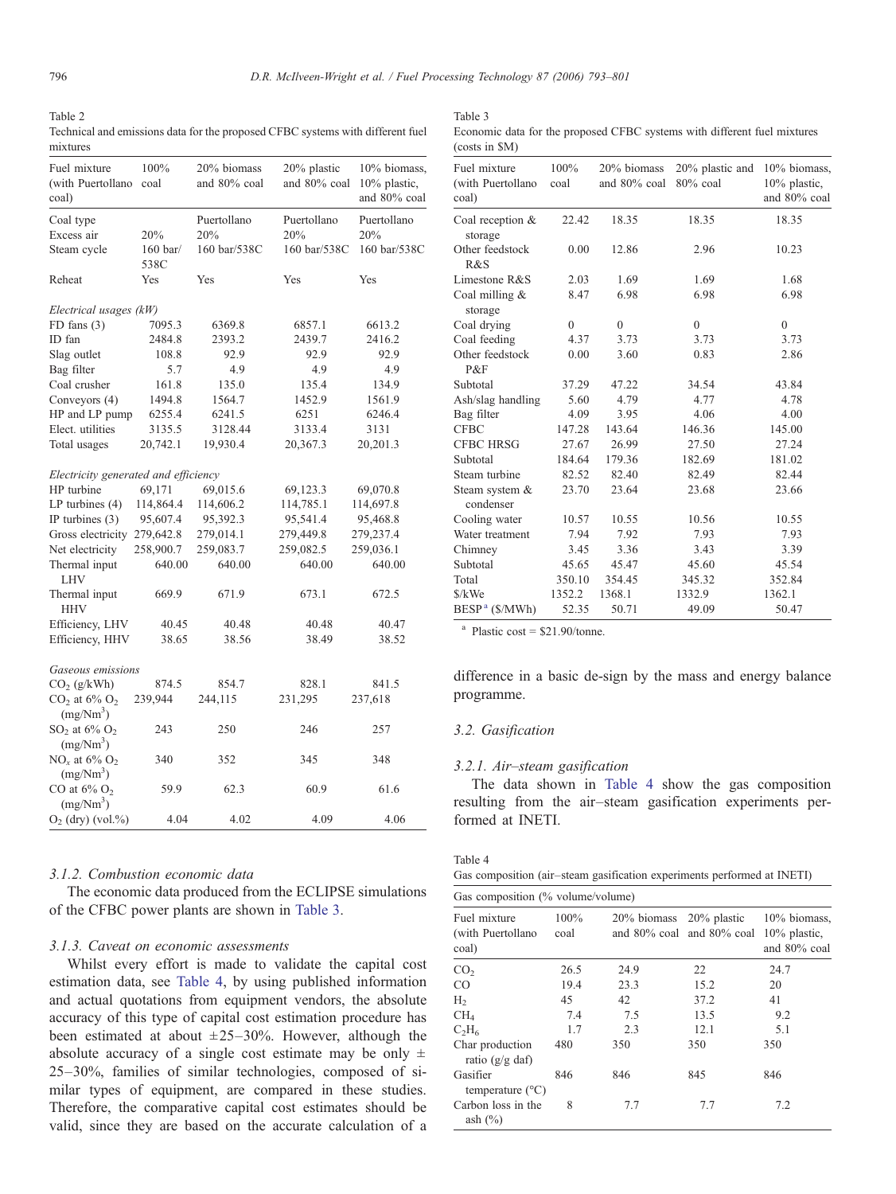Table 2
Technical and emissions data for the proposed CFBC systems with different fuel mixtures

| Fuel mixture (with Puertollano coal) | 100% coal | 20% biomass and 80% coal | 20% plastic and 80% coal | 10% biomass, 10% plastic, and 80% coal |
|---|---|---|---|---|
| Coal type | | Puertollano | Puertollano | Puertollano |
| Excess air | 20% | 20% | 20% | 20% |
| Steam cycle | 160 bar/538C | 160 bar/538C | 160 bar/538C | 160 bar/538C |
| Reheat | Yes | Yes | Yes | Yes |
| *Electrical usages (kW)* | | | | |
| FD fans (3) | 7095.3 | 6369.8 | 6857.1 | 6613.2 |
| ID fan | 2484.8 | 2393.2 | 2439.7 | 2416.2 |
| Slag outlet | 108.8 | 92.9 | 92.9 | 92.9 |
| Bag filter | 5.7 | 4.9 | 4.9 | 4.9 |
| Coal crusher | 161.8 | 135.0 | 135.4 | 134.9 |
| Conveyors (4) | 1494.8 | 1564.7 | 1452.9 | 1561.9 |
| HP and LP pump | 6255.4 | 6241.5 | 6251 | 6246.4 |
| Elect. utilities | 3135.5 | 3128.44 | 3133.4 | 3131 |
| Total usages | 20,742.1 | 19,930.4 | 20,367.3 | 20,201.3 |
| *Electricity generated and efficiency* | | | | |
| HP turbine | 69,171 | 69,015.6 | 69,123.3 | 69,070.8 |
| LP turbines (4) | 114,864.4 | 114,606.2 | 114,785.1 | 114,697.8 |
| IP turbines (3) | 95,607.4 | 95,392.3 | 95,541.4 | 95,468.8 |
| Gross electricity | 279,642.8 | 279,014.1 | 279,449.8 | 279,237.4 |
| Net electricity | 258,900.7 | 259,083.7 | 259,082.5 | 259,036.1 |
| Thermal input LHV | 640.00 | 640.00 | 640.00 | 640.00 |
| Thermal input HHV | 669.9 | 671.9 | 673.1 | 672.5 |
| Efficiency, LHV | 40.45 | 40.48 | 40.48 | 40.47 |
| Efficiency, HHV | 38.65 | 38.56 | 38.49 | 38.52 |
| *Gaseous emissions* | | | | |
| $CO_2$ (g/kWh) | 874.5 | 854.7 | 828.1 | 841.5 |
| $CO_2$ at 6% $O_2$ (mg/Nm$^3$) | 239,944 | 244,115 | 231,295 | 237,618 |
| $SO_2$ at 6% $O_2$ (mg/Nm$^3$) | 243 | 250 | 246 | 257 |
| $NO_x$ at 6% $O_2$ (mg/Nm$^3$) | 340 | 352 | 345 | 348 |
| CO at 6% $O_2$ (mg/Nm$^3$) | 59.9 | 62.3 | 60.9 | 61.6 |
| $O_2$ (dry) (vol.%) | 4.04 | 4.02 | 4.09 | 4.06 |

### 3.1.2. Combustion economic data

The economic data produced from the ECLIPSE simulations of the CFBC power plants are shown in Table 3.

### 3.1.3. Caveat on economic assessments

Whilst every effort is made to validate the capital cost estimation data, see Table 4, by using published information and actual quotations from equipment vendors, the absolute accuracy of this type of capital cost estimation procedure has been estimated at about ±25–30%. However, although the absolute accuracy of a single cost estimate may be only ± 25–30%, families of similar technologies, composed of similar types of equipment, are compared in these studies. Therefore, the comparative capital cost estimates should be valid, since they are based on the accurate calculation of a difference in a basic de-sign by the mass and energy balance programme.

Table 3
Economic data for the proposed CFBC systems with different fuel mixtures (costs in $M)

| Fuel mixture (with Puertollano coal) | 100% coal | 20% biomass and 80% coal | 20% plastic and 80% coal | 10% biomass, 10% plastic, and 80% coal |
|---|---|---|---|---|
| Coal reception & storage | 22.42 | 18.35 | 18.35 | 18.35 |
| Other feedstock R&S | 0.00 | 12.86 | 2.96 | 10.23 |
| Limestone R&S | 2.03 | 1.69 | 1.69 | 1.68 |
| Coal milling & storage | 8.47 | 6.98 | 6.98 | 6.98 |
| Coal drying | 0 | 0 | 0 | 0 |
| Coal feeding | 4.37 | 3.73 | 3.73 | 3.73 |
| Other feedstock P&F | 0.00 | 3.60 | 0.83 | 2.86 |
| Subtotal | 37.29 | 47.22 | 34.54 | 43.84 |
| Ash/slag handling | 5.60 | 4.79 | 4.77 | 4.78 |
| Bag filter | 4.09 | 3.95 | 4.06 | 4.00 |
| CFBC | 147.28 | 143.64 | 146.36 | 145.00 |
| CFBC HRSG | 27.67 | 26.99 | 27.50 | 27.24 |
| Subtotal | 184.64 | 179.36 | 182.69 | 181.02 |
| Steam turbine | 82.52 | 82.40 | 82.49 | 82.44 |
| Steam system & condenser | 23.70 | 23.64 | 23.68 | 23.66 |
| Cooling water | 10.57 | 10.55 | 10.56 | 10.55 |
| Water treatment | 7.94 | 7.92 | 7.93 | 7.93 |
| Chimney | 3.45 | 3.36 | 3.43 | 3.39 |
| Subtotal | 45.65 | 45.47 | 45.60 | 45.54 |
| Total | 350.10 | 354.45 | 345.32 | 352.84 |
| $/kWe | 1352.2 | 1368.1 | 1332.9 | 1362.1 |
| BESP[a] ($/MWh) | 52.35 | 50.71 | 49.09 | 50.47 |

[a] Plastic cost = $21.90/tonne.

## 3.2. Gasification

### 3.2.1. Air–steam gasification

The data shown in Table 4 show the gas composition resulting from the air–steam gasification experiments performed at INETI.

Table 4
Gas composition (air–steam gasification experiments performed at INETI)

| Gas composition (% volume/volume) | | | | |
|---|---|---|---|---|
| Fuel mixture (with Puertollano coal) | 100% coal | 20% biomass and 80% coal | 20% plastic and 80% coal | 10% biomass, 10% plastic, and 80% coal |
| $CO_2$ | 26.5 | 24.9 | 22 | 24.7 |
| CO | 19.4 | 23.3 | 15.2 | 20 |
| $H_2$ | 45 | 42 | 37.2 | 41 |
| $CH_4$ | 7.4 | 7.5 | 13.5 | 9.2 |
| $C_2H_6$ | 1.7 | 2.3 | 12.1 | 5.1 |
| Char production ratio (g/g daf) | 480 | 350 | 350 | 350 |
| Gasifier temperature (°C) | 846 | 846 | 845 | 846 |
| Carbon loss in the ash (%) | 8 | 7.7 | 7.7 | 7.2 |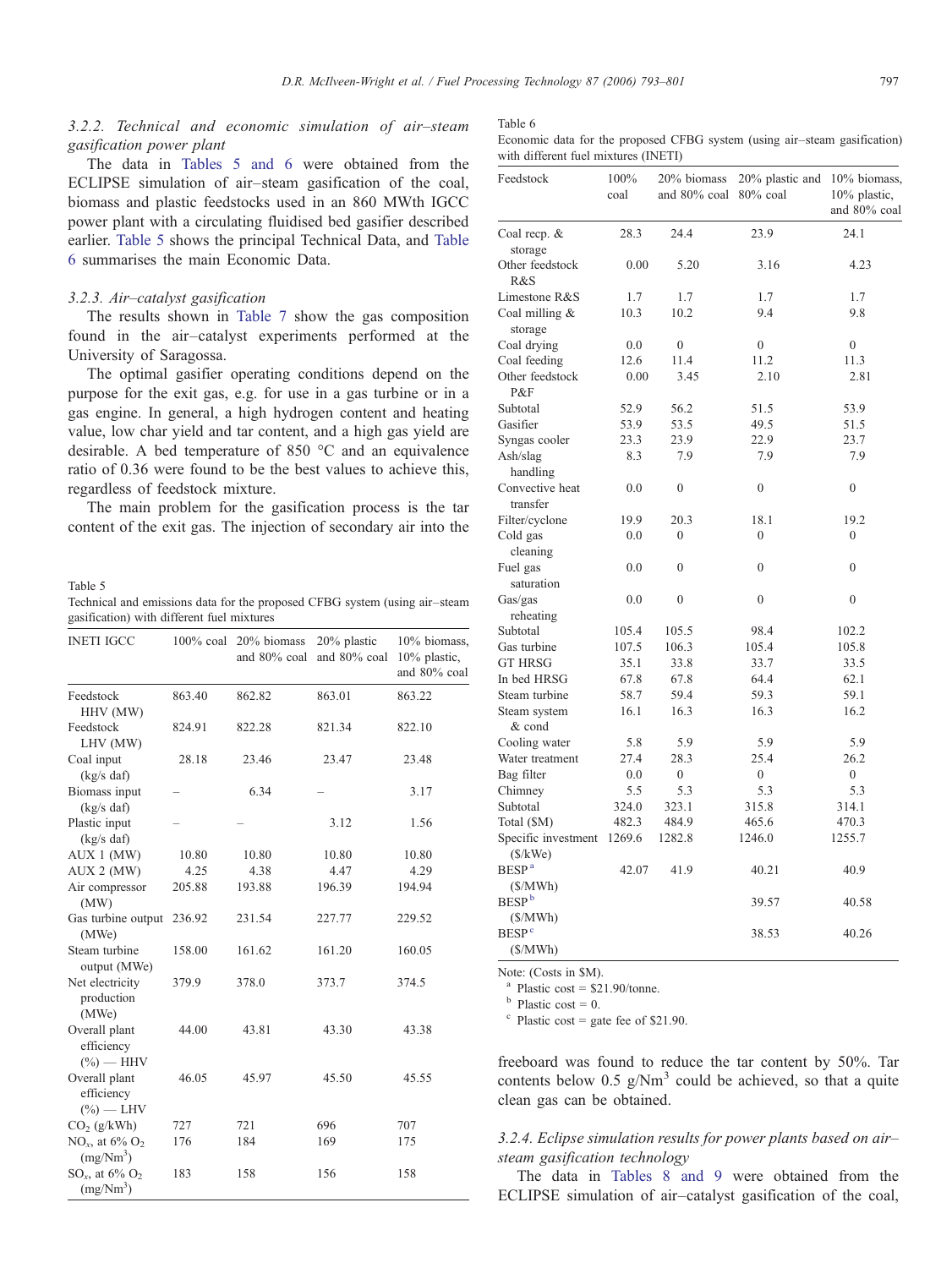### 3.2.2. Technical and economic simulation of air–steam gasification power plant

The data in Tables 5 and 6 were obtained from the ECLIPSE simulation of air–steam gasification of the coal, biomass and plastic feedstocks used in an 860 MWth IGCC power plant with a circulating fluidised bed gasifier described earlier. Table 5 shows the principal Technical Data, and Table 6 summarises the main Economic Data.

### 3.2.3. Air–catalyst gasification

The results shown in Table 7 show the gas composition found in the air–catalyst experiments performed at the University of Saragossa.

The optimal gasifier operating conditions depend on the purpose for the exit gas, e.g. for use in a gas turbine or in a gas engine. In general, a high hydrogen content and heating value, low char yield and tar content, and a high gas yield are desirable. A bed temperature of 850 °C and an equivalence ratio of 0.36 were found to be the best values to achieve this, regardless of feedstock mixture.

The main problem for the gasification process is the tar content of the exit gas. The injection of secondary air into the freeboard was found to reduce the tar content by 50%. Tar contents below 0.5 g/Nm$^3$ could be achieved, so that a quite clean gas can be obtained.

Table 5
Technical and emissions data for the proposed CFBG system (using air–steam gasification) with different fuel mixtures

| INETI IGCC | 100% coal | 20% biomass and 80% coal | 20% plastic and 80% coal | 10% biomass, 10% plastic, and 80% coal |
|---|---|---|---|---|
| Feedstock HHV (MW) | 863.40 | 862.82 | 863.01 | 863.22 |
| Feedstock LHV (MW) | 824.91 | 822.28 | 821.34 | 822.10 |
| Coal input (kg/s daf) | 28.18 | 23.46 | 23.47 | 23.48 |
| Biomass input (kg/s daf) | – | 6.34 | – | 3.17 |
| Plastic input (kg/s daf) | – | – | 3.12 | 1.56 |
| AUX 1 (MW) | 10.80 | 10.80 | 10.80 | 10.80 |
| AUX 2 (MW) | 4.25 | 4.38 | 4.47 | 4.29 |
| Air compressor (MW) | 205.88 | 193.88 | 196.39 | 194.94 |
| Gas turbine output (MWe) | 236.92 | 231.54 | 227.77 | 229.52 |
| Steam turbine output (MWe) | 158.00 | 161.62 | 161.20 | 160.05 |
| Net electricity production (MWe) | 379.9 | 378.0 | 373.7 | 374.5 |
| Overall plant efficiency (%) — HHV | 44.00 | 43.81 | 43.30 | 43.38 |
| Overall plant efficiency (%) — LHV | 46.05 | 45.97 | 45.50 | 45.55 |
| $CO_2$ (g/kWh) | 727 | 721 | 696 | 707 |
| $NO_x$, at 6% $O_2$ (mg/Nm$^3$) | 176 | 184 | 169 | 175 |
| $SO_x$, at 6% $O_2$ (mg/Nm$^3$) | 183 | 158 | 156 | 158 |

Table 6
Economic data for the proposed CFBG system (using air–steam gasification) with different fuel mixtures (INETI)

| Feedstock | 100% coal | 20% biomass and 80% coal | 20% plastic and 80% coal | 10% biomass, 10% plastic, and 80% coal |
|---|---|---|---|---|
| Coal recp. & storage | 28.3 | 24.4 | 23.9 | 24.1 |
| Other feedstock R&S | 0.00 | 5.20 | 3.16 | 4.23 |
| Limestone R&S | 1.7 | 1.7 | 1.7 | 1.7 |
| Coal milling & storage | 10.3 | 10.2 | 9.4 | 9.8 |
| Coal drying | 0.0 | 0 | 0 | 0 |
| Coal feeding | 12.6 | 11.4 | 11.2 | 11.3 |
| Other feedstock P&F | 0.00 | 3.45 | 2.10 | 2.81 |
| Subtotal | 52.9 | 56.2 | 51.5 | 53.9 |
| Gasifier | 53.9 | 53.5 | 49.5 | 51.5 |
| Syngas cooler | 23.3 | 23.9 | 22.9 | 23.7 |
| Ash/slag handling | 8.3 | 7.9 | 7.9 | 7.9 |
| Convective heat transfer | 0.0 | 0 | 0 | 0 |
| Filter/cyclone | 19.9 | 20.3 | 18.1 | 19.2 |
| Cold gas cleaning | 0.0 | 0 | 0 | 0 |
| Fuel gas saturation | 0.0 | 0 | 0 | 0 |
| Gas/gas reheating | 0.0 | 0 | 0 | 0 |
| Subtotal | 105.4 | 105.5 | 98.4 | 102.2 |
| Gas turbine | 107.5 | 106.3 | 105.4 | 105.8 |
| GT HRSG | 35.1 | 33.8 | 33.7 | 33.5 |
| In bed HRSG | 67.8 | 67.8 | 64.4 | 62.1 |
| Steam turbine | 58.7 | 59.4 | 59.3 | 59.1 |
| Steam system & cond | 16.1 | 16.3 | 16.3 | 16.2 |
| Cooling water | 5.8 | 5.9 | 5.9 | 5.9 |
| Water treatment | 27.4 | 28.3 | 25.4 | 26.2 |
| Bag filter | 0.0 | 0 | 0 | 0 |
| Chimney | 5.5 | 5.3 | 5.3 | 5.3 |
| Subtotal | 324.0 | 323.1 | 315.8 | 314.1 |
| Total ($M) | 482.3 | 484.9 | 465.6 | 470.3 |
| Specific investment ($/kWe) | 1269.6 | 1282.8 | 1246.0 | 1255.7 |
| BESP [a] ($/MWh) | 42.07 | 41.9 | 40.21 | 40.9 |
| BESP [b] ($/MWh) | | | 39.57 | 40.58 |
| BESP [c] ($/MWh) | | | 38.53 | 40.26 |

Note: (Costs in $M).
[a] Plastic cost = $21.90/tonne.
[b] Plastic cost = 0.
[c] Plastic cost = gate fee of $21.90.

### 3.2.4. Eclipse simulation results for power plants based on air–steam gasification technology

The data in Tables 8 and 9 were obtained from the ECLIPSE simulation of air–catalyst gasification of the coal,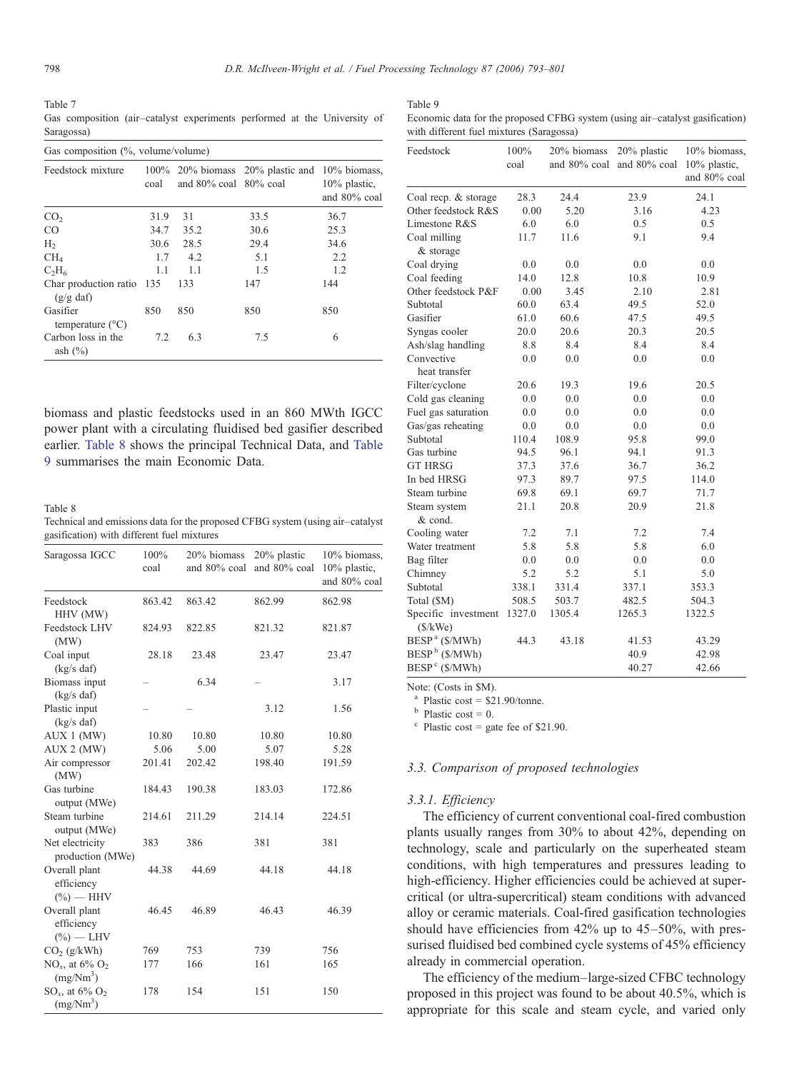Table 7
Gas composition (air–catalyst experiments performed at the University of Saragossa)

| Gas composition (%, volume/volume) | | | | |
|---|---|---|---|---|
| Feedstock mixture | 100% coal | 20% biomass and 80% coal | 20% plastic and 80% coal | 10% biomass, 10% plastic, and 80% coal |
| $CO_2$ | 31.9 | 31 | 33.5 | 36.7 |
| CO | 34.7 | 35.2 | 30.6 | 25.3 |
| $H_2$ | 30.6 | 28.5 | 29.4 | 34.6 |
| $CH_4$ | 1.7 | 4.2 | 5.1 | 2.2 |
| $C_2H_6$ | 1.1 | 1.1 | 1.5 | 1.2 |
| Char production ratio (g/g daf) | 135 | 133 | 147 | 144 |
| Gasifier temperature (°C) | 850 | 850 | 850 | 850 |
| Carbon loss in the ash (%) | 7.2 | 6.3 | 7.5 | 6 |

biomass and plastic feedstocks used in an 860 MWth IGCC power plant with a circulating fluidised bed gasifier described earlier. Table 8 shows the principal Technical Data, and Table 9 summarises the main Economic Data.

Table 8
Technical and emissions data for the proposed CFBG system (using air–catalyst gasification) with different fuel mixtures

| Saragossa IGCC | 100% coal | 20% biomass and 80% coal | 20% plastic and 80% coal | 10% biomass, 10% plastic, and 80% coal |
|---|---|---|---|---|
| Feedstock HHV (MW) | 863.42 | 863.42 | 862.99 | 862.98 |
| Feedstock LHV (MW) | 824.93 | 822.85 | 821.32 | 821.87 |
| Coal input (kg/s daf) | 28.18 | 23.48 | 23.47 | 23.47 |
| Biomass input (kg/s daf) | – | 6.34 | – | 3.17 |
| Plastic input (kg/s daf) | – | – | 3.12 | 1.56 |
| AUX 1 (MW) | 10.80 | 10.80 | 10.80 | 10.80 |
| AUX 2 (MW) | 5.06 | 5.00 | 5.07 | 5.28 |
| Air compressor (MW) | 201.41 | 202.42 | 198.40 | 191.59 |
| Gas turbine output (MWe) | 184.43 | 190.38 | 183.03 | 172.86 |
| Steam turbine output (MWe) | 214.61 | 211.29 | 214.14 | 224.51 |
| Net electricity production (MWe) | 383 | 386 | 381 | 381 |
| Overall plant efficiency (%) — HHV | 44.38 | 44.69 | 44.18 | 44.18 |
| Overall plant efficiency (%) — LHV | 46.45 | 46.89 | 46.43 | 46.39 |
| $CO_2$ (g/kWh) | 769 | 753 | 739 | 756 |
| $NO_x$, at 6% $O_2$ (mg/Nm$^3$) | 177 | 166 | 161 | 165 |
| $SO_x$, at 6% $O_2$ (mg/Nm$^3$) | 178 | 154 | 151 | 150 |

Table 9
Economic data for the proposed CFBG system (using air–catalyst gasification) with different fuel mixtures (Saragossa)

| Feedstock | 100% coal | 20% biomass and 80% coal | 20% plastic and 80% coal | 10% biomass, 10% plastic, and 80% coal |
|---|---|---|---|---|
| Coal recp. & storage | 28.3 | 24.4 | 23.9 | 24.1 |
| Other feedstock R&S | 0.00 | 5.20 | 3.16 | 4.23 |
| Limestone R&S | 6.0 | 6.0 | 0.5 | 0.5 |
| Coal milling & storage | 11.7 | 11.6 | 9.1 | 9.4 |
| Coal drying | 0.0 | 0.0 | 0.0 | 0.0 |
| Coal feeding | 14.0 | 12.8 | 10.8 | 10.9 |
| Other feedstock P&F | 0.00 | 3.45 | 2.10 | 2.81 |
| Subtotal | 60.0 | 63.4 | 49.5 | 52.0 |
| Gasifier | 61.0 | 60.6 | 47.5 | 49.5 |
| Syngas cooler | 20.0 | 20.6 | 20.3 | 20.5 |
| Ash/slag handling | 8.8 | 8.4 | 8.4 | 8.4 |
| Convective heat transfer | 0.0 | 0.0 | 0.0 | 0.0 |
| Filter/cyclone | 20.6 | 19.3 | 19.6 | 20.5 |
| Cold gas cleaning | 0.0 | 0.0 | 0.0 | 0.0 |
| Fuel gas saturation | 0.0 | 0.0 | 0.0 | 0.0 |
| Gas/gas reheating | 0.0 | 0.0 | 0.0 | 0.0 |
| Subtotal | 110.4 | 108.9 | 95.8 | 99.0 |
| Gas turbine | 94.5 | 96.1 | 94.1 | 91.3 |
| GT HRSG | 37.3 | 37.6 | 36.7 | 36.2 |
| In bed HRSG | 97.3 | 89.7 | 97.5 | 114.0 |
| Steam turbine | 69.8 | 69.1 | 69.7 | 71.7 |
| Steam system & cond. | 21.1 | 20.8 | 20.9 | 21.8 |
| Cooling water | 7.2 | 7.1 | 7.2 | 7.4 |
| Water treatment | 5.8 | 5.8 | 5.8 | 6.0 |
| Bag filter | 0.0 | 0.0 | 0.0 | 0.0 |
| Chimney | 5.2 | 5.2 | 5.1 | 5.0 |
| Subtotal | 338.1 | 331.4 | 337.1 | 353.3 |
| Total ($M) | 508.5 | 503.7 | 482.5 | 504.3 |
| Specific investment ($/kWe) | 1327.0 | 1305.4 | 1265.3 | 1322.5 |
| BESP [a] ($/MWh) | 44.3 | 43.18 | 41.53 | 43.29 |
| BESP [b] ($/MWh) | | | 40.9 | 42.98 |
| BESP [c] ($/MWh) | | | 40.27 | 42.66 |

Note: (Costs in $M).
[a] Plastic cost = $21.90/tonne.
[b] Plastic cost = 0.
[c] Plastic cost = gate fee of $21.90.

### 3.3. Comparison of proposed technologies

#### 3.3.1. Efficiency

The efficiency of current conventional coal-fired combustion plants usually ranges from 30% to about 42%, depending on technology, scale and particularly on the superheated steam conditions, with high temperatures and pressures leading to high-efficiency. Higher efficiencies could be achieved at supercritical (or ultra-supercritical) steam conditions with advanced alloy or ceramic materials. Coal-fired gasification technologies should have efficiencies from 42% up to 45–50%, with pressurised fluidised bed combined cycle systems of 45% efficiency already in commercial operation.

The efficiency of the medium–large-sized CFBC technology proposed in this project was found to be about 40.5%, which is appropriate for this scale and steam cycle, and varied only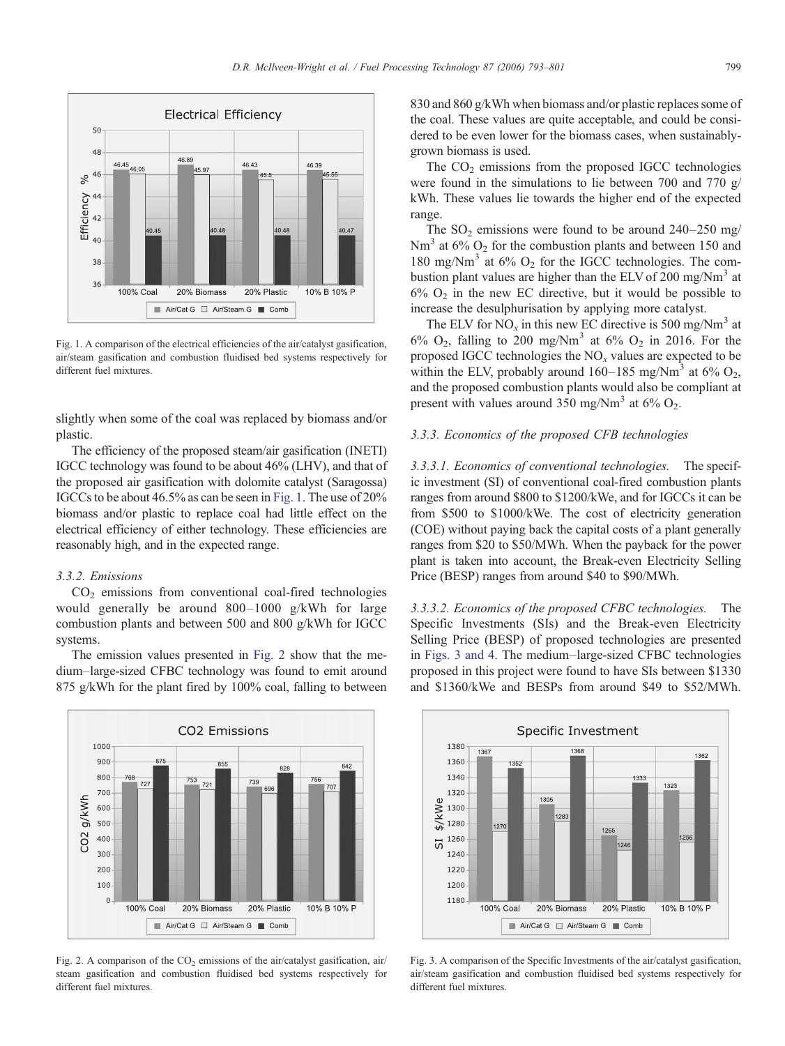Fig. 1. A comparison of the electrical efficiencies of the air/catalyst gasification, air/steam gasification and combustion fluidised bed systems respectively for different fuel mixtures.

slightly when some of the coal was replaced by biomass and/or plastic.

The efficiency of the proposed steam/air gasification (INETI) IGCC technology was found to be about 46% (LHV), and that of the proposed air gasification with dolomite catalyst (Saragossa) IGCCs to be about 46.5% as can be seen in Fig. 1. The use of 20% biomass and/or plastic to replace coal had little effect on the electrical efficiency of either technology. These efficiencies are reasonably high, and in the expected range.

### 3.3.2. Emissions

$CO_2$ emissions from conventional coal-fired technologies would generally be around 800–1000 g/kWh for large combustion plants and between 500 and 800 g/kWh for IGCC systems.

The emission values presented in Fig. 2 show that the medium–large-sized CFBC technology was found to emit around 875 g/kWh for the plant fired by 100% coal, falling to between 830 and 860 g/kWh when biomass and/or plastic replaces some of the coal. These values are quite acceptable, and could be considered to be even lower for the biomass cases, when sustainably-grown biomass is used.

The $CO_2$ emissions from the proposed IGCC technologies were found in the simulations to lie between 700 and 770 g/kWh. These values lie towards the higher end of the expected range.

The $SO_2$ emissions were found to be around 240–250 mg/$Nm^3$ at 6% $O_2$ for the combustion plants and between 150 and 180 mg/$Nm^3$ at 6% $O_2$ for the IGCC technologies. The combustion plant values are higher than the ELV of 200 mg/$Nm^3$ at 6% $O_2$ in the new EC directive, but it would be possible to increase the desulphurisation by applying more catalyst.

The ELV for $NO_x$ in this new EC directive is 500 mg/$Nm^3$ at 6% $O_2$, falling to 200 mg/$Nm^3$ at 6% $O_2$ in 2016. For the proposed IGCC technologies the $NO_x$ values are expected to be within the ELV, probably around 160–185 mg/$Nm^3$ at 6% $O_2$, and the proposed combustion plants would also be compliant at present with values around 350 mg/$Nm^3$ at 6% $O_2$.

### 3.3.3. Economics of the proposed CFB technologies

#### 3.3.3.1. Economics of conventional technologies.

The specific investment (SI) of conventional coal-fired combustion plants ranges from around \$800 to \$1200/kWe, and for IGCCs it can be from \$500 to \$1000/kWe. The cost of electricity generation (COE) without paying back the capital costs of a plant generally ranges from \$20 to \$50/MWh. When the payback for the power plant is taken into account, the Break-even Electricity Selling Price (BESP) ranges from around \$40 to \$90/MWh.

#### 3.3.3.2. Economics of the proposed CFBC technologies.

The Specific Investments (SIs) and the Break-even Electricity Selling Price (BESP) of proposed technologies are presented in Figs. 3 and 4. The medium–large-sized CFBC technologies proposed in this project were found to have SIs between \$1330 and \$1360/kWe and BESPs from around \$49 to \$52/MWh.

Fig. 2. A comparison of the $CO_2$ emissions of the air/catalyst gasification, air/steam gasification and combustion fluidised bed systems respectively for different fuel mixtures.

Fig. 3. A comparison of the Specific Investments of the air/catalyst gasification, air/steam gasification and combustion fluidised bed systems respectively for different fuel mixtures.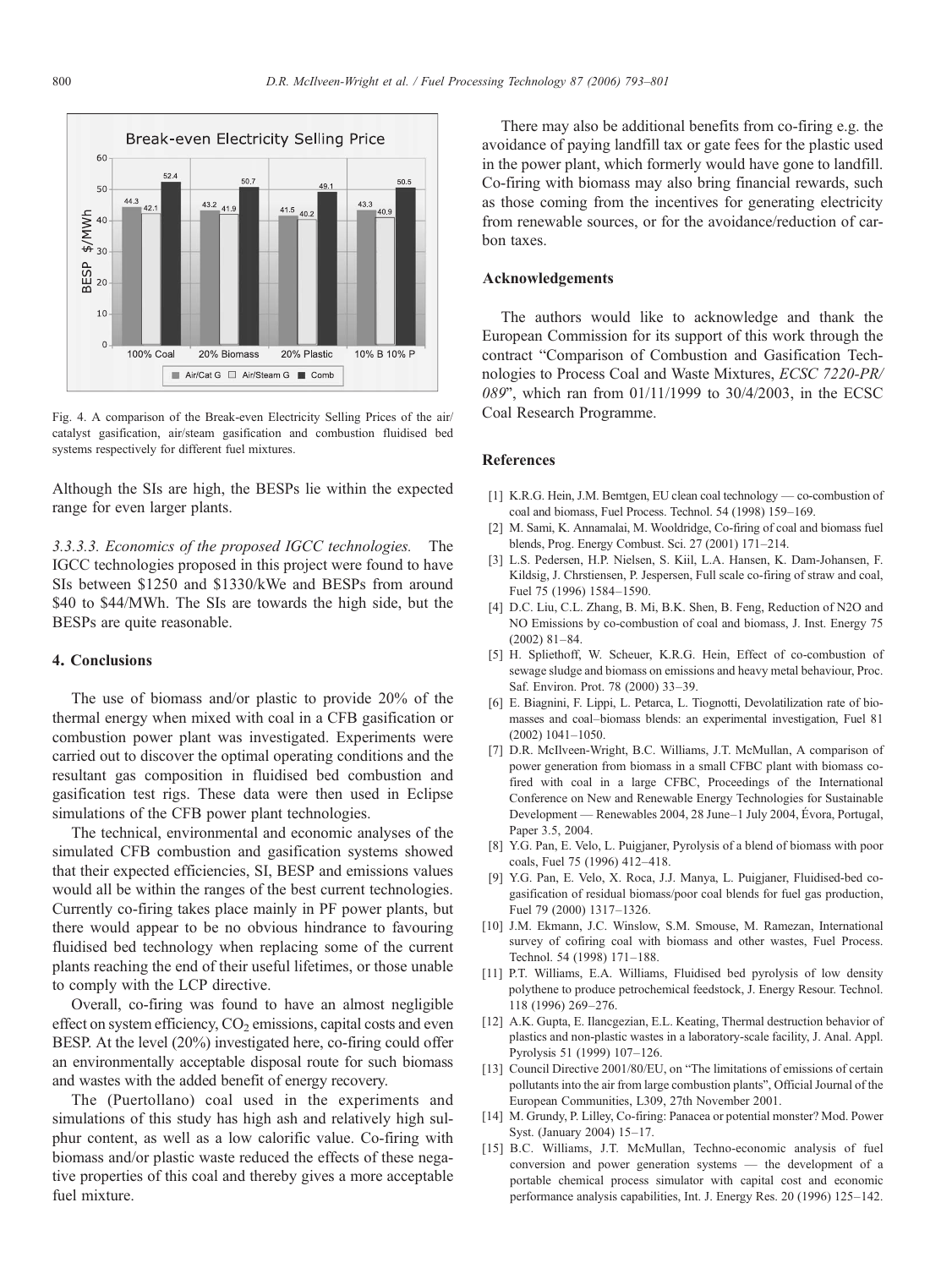Break-even Electricity Selling Price

BESP $/MWh

60
50
40
30
20
10
0

44.3 42.1 52.4
43.2 41.9 50.7
41.5 40.2 49.1
43.3 40.9 50.5

100% Coal
20% Biomass
20% Plastic
10% B 10% P

Air/Cat G
Air/Steam G
Comb

Fig. 4. A comparison of the Break-even Electricity Selling Prices of the air/catalyst gasification, air/steam gasification and combustion fluidised bed systems respectively for different fuel mixtures.

Although the SIs are high, the BESPs lie within the expected range for even larger plants.

*3.3.3.3. Economics of the proposed IGCC technologies.* The IGCC technologies proposed in this project were found to have SIs between \$1250 and \$1330/kWe and BESPs from around \$40 to \$44/MWh. The SIs are towards the high side, but the BESPs are quite reasonable.

## 4. Conclusions

The use of biomass and/or plastic to provide 20% of the thermal energy when mixed with coal in a CFB gasification or combustion power plant was investigated. Experiments were carried out to discover the optimal operating conditions and the resultant gas composition in fluidised bed combustion and gasification test rigs. These data were then used in Eclipse simulations of the CFB power plant technologies.

The technical, environmental and economic analyses of the simulated CFB combustion and gasification systems showed that their expected efficiencies, SI, BESP and emissions values would all be within the ranges of the best current technologies. Currently co-firing takes place mainly in PF power plants, but there would appear to be no obvious hindrance to favouring fluidised bed technology when replacing some of the current plants reaching the end of their useful lifetimes, or those unable to comply with the LCP directive.

Overall, co-firing was found to have an almost negligible effect on system efficiency, $CO_2$ emissions, capital costs and even BESP. At the level (20%) investigated here, co-firing could offer an environmentally acceptable disposal route for such biomass and wastes with the added benefit of energy recovery.

The (Puertollano) coal used in the experiments and simulations of this study has high ash and relatively high sulphur content, as well as a low calorific value. Co-firing with biomass and/or plastic waste reduced the effects of these negative properties of this coal and thereby gives a more acceptable fuel mixture.

There may also be additional benefits from co-firing e.g. the avoidance of paying landfill tax or gate fees for the plastic used in the power plant, which formerly would have gone to landfill. Co-firing with biomass may also bring financial rewards, such as those coming from the incentives for generating electricity from renewable sources, or for the avoidance/reduction of carbon taxes.

## Acknowledgements

The authors would like to acknowledge and thank the European Commission for its support of this work through the contract "Comparison of Combustion and Gasification Technologies to Process Coal and Waste Mixtures, *ECSC 7220-PR/089*", which ran from 01/11/1999 to 30/4/2003, in the ECSC Coal Research Programme.

## References

[1] K.R.G. Hein, J.M. Bemtgen, EU clean coal technology — co-combustion of coal and biomass, Fuel Process. Technol. 54 (1998) 159–169.

[2] M. Sami, K. Annamalai, M. Wooldridge, Co-firing of coal and biomass fuel blends, Prog. Energy Combust. Sci. 27 (2001) 171–214.

[3] L.S. Pedersen, H.P. Nielsen, S. Kiil, L.A. Hansen, K. Dam-Johansen, F. Kildsig, J. Chrstiensen, P. Jespersen, Full scale co-firing of straw and coal, Fuel 75 (1996) 1584–1590.

[4] D.C. Liu, C.L. Zhang, B. Mi, B.K. Shen, B. Feng, Reduction of N2O and NO Emissions by co-combustion of coal and biomass, J. Inst. Energy 75 (2002) 81–84.

[5] H. Spliethoff, W. Scheuer, K.R.G. Hein, Effect of co-combustion of sewage sludge and biomass on emissions and heavy metal behaviour, Proc. Saf. Environ. Prot. 78 (2000) 33–39.

[6] E. Biagnini, F. Lippi, L. Petarca, L. Tiognotti, Devolatilization rate of biomasses and coal–biomass blends: an experimental investigation, Fuel 81 (2002) 1041–1050.

[7] D.R. McIlveen-Wright, B.C. Williams, J.T. McMullan, A comparison of power generation from biomass in a small CFBC plant with biomass co-fired with coal in a large CFBC, Proceedings of the International Conference on New and Renewable Energy Technologies for Sustainable Development — Renewables 2004, 28 June–1 July 2004, Évora, Portugal, Paper 3.5, 2004.

[8] Y.G. Pan, E. Velo, L. Puigjaner, Pyrolysis of a blend of biomass with poor coals, Fuel 75 (1996) 412–418.

[9] Y.G. Pan, E. Velo, X. Roca, J.J. Manya, L. Puigjaner, Fluidised-bed co-gasification of residual biomass/poor coal blends for fuel gas production, Fuel 79 (2000) 1317–1326.

[10] J.M. Ekmann, J.C. Winslow, S.M. Smouse, M. Ramezan, International survey of cofiring coal with biomass and other wastes, Fuel Process. Technol. 54 (1998) 171–188.

[11] P.T. Williams, E.A. Williams, Fluidised bed pyrolysis of low density polythene to produce petrochemical feedstock, J. Energy Resour. Technol. 118 (1996) 269–276.

[12] A.K. Gupta, E. Ilancgezian, E.L. Keating, Thermal destruction behavior of plastics and non-plastic wastes in a laboratory-scale facility, J. Anal. Appl. Pyrolysis 51 (1999) 107–126.

[13] Council Directive 2001/80/EU, on "The limitations of emissions of certain pollutants into the air from large combustion plants", Official Journal of the European Communities, L309, 27th November 2001.

[14] M. Grundy, P. Lilley, Co-firing: Panacea or potential monster? Mod. Power Syst. (January 2004) 15–17.

[15] B.C. Williams, J.T. McMullan, Techno-economic analysis of fuel conversion and power generation systems — the development of a portable chemical process simulator with capital cost and economic performance analysis capabilities, Int. J. Energy Res. 20 (1996) 125–142.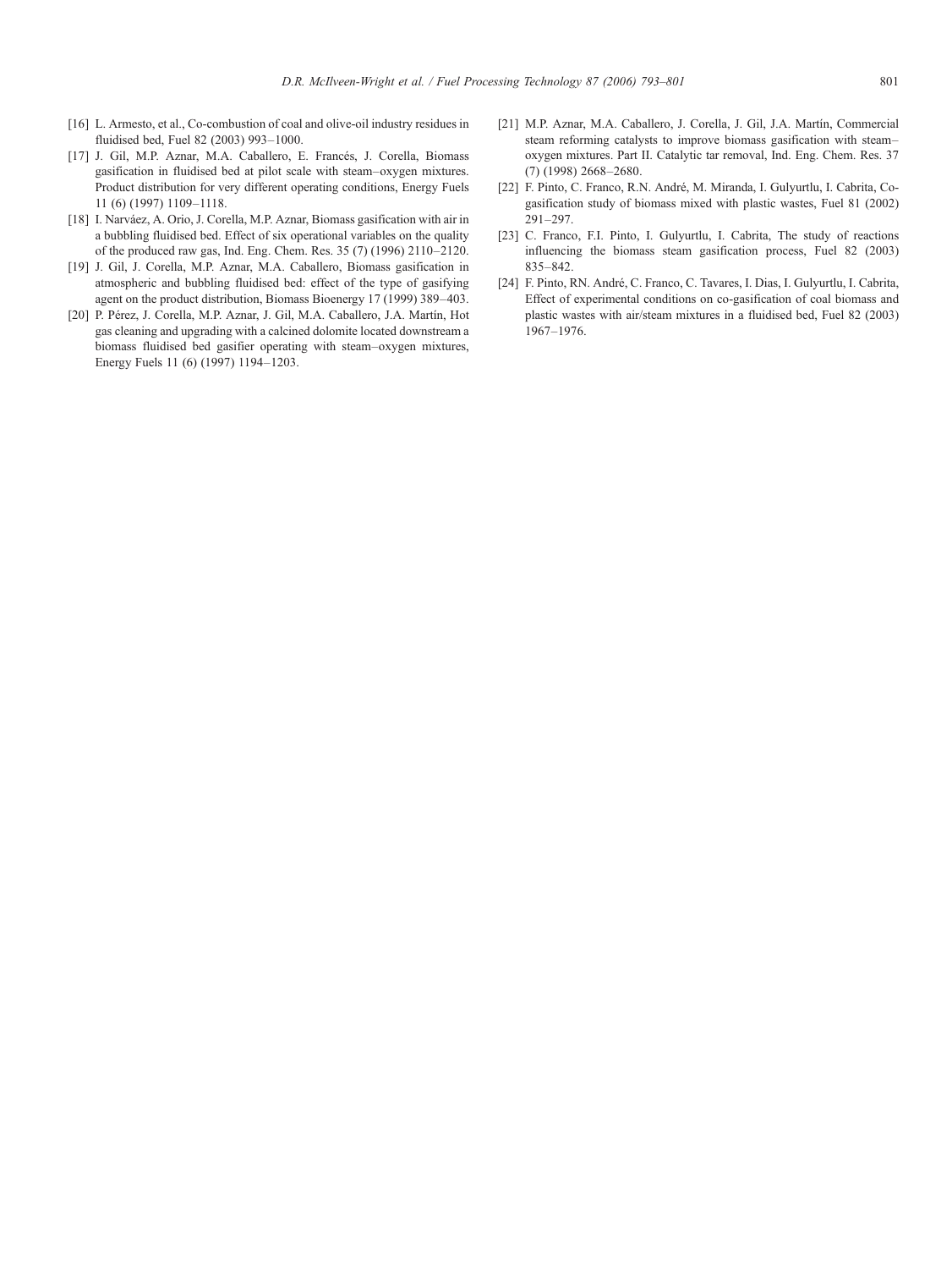[16] L. Armesto, et al., Co-combustion of coal and olive-oil industry residues in fluidised bed, Fuel 82 (2003) 993–1000.

[17] J. Gil, M.P. Aznar, M.A. Caballero, E. Francés, J. Corella, Biomass gasification in fluidised bed at pilot scale with steam–oxygen mixtures. Product distribution for very different operating conditions, Energy Fuels 11 (6) (1997) 1109–1118.

[18] I. Narváez, A. Orio, J. Corella, M.P. Aznar, Biomass gasification with air in a bubbling fluidised bed. Effect of six operational variables on the quality of the produced raw gas, Ind. Eng. Chem. Res. 35 (7) (1996) 2110–2120.

[19] J. Gil, J. Corella, M.P. Aznar, M.A. Caballero, Biomass gasification in atmospheric and bubbling fluidised bed: effect of the type of gasifying agent on the product distribution, Biomass Bioenergy 17 (1999) 389–403.

[20] P. Pérez, J. Corella, M.P. Aznar, J. Gil, M.A. Caballero, J.A. Martín, Hot gas cleaning and upgrading with a calcined dolomite located downstream a biomass fluidised bed gasifier operating with steam–oxygen mixtures, Energy Fuels 11 (6) (1997) 1194–1203.

[21] M.P. Aznar, M.A. Caballero, J. Corella, J. Gil, J.A. Martín, Commercial steam reforming catalysts to improve biomass gasification with steam–oxygen mixtures. Part II. Catalytic tar removal, Ind. Eng. Chem. Res. 37 (7) (1998) 2668–2680.

[22] F. Pinto, C. Franco, R.N. André, M. Miranda, I. Gulyurtlu, I. Cabrita, Co-gasification study of biomass mixed with plastic wastes, Fuel 81 (2002) 291–297.

[23] C. Franco, F.I. Pinto, I. Gulyurtlu, I. Cabrita, The study of reactions influencing the biomass steam gasification process, Fuel 82 (2003) 835–842.

[24] F. Pinto, RN. André, C. Franco, C. Tavares, I. Dias, I. Gulyurtlu, I. Cabrita, Effect of experimental conditions on co-gasification of coal biomass and plastic wastes with air/steam mixtures in a fluidised bed, Fuel 82 (2003) 1967–1976.